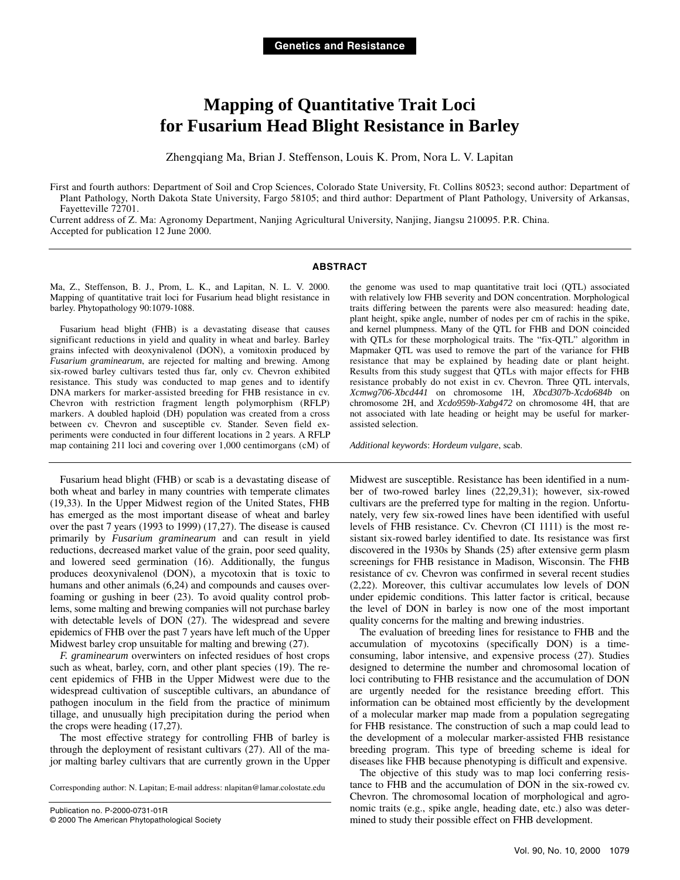Genetics and Resistance

# Mapping of Quantitative Trait Loci for Fusarium Head Blight Resistance in Barley

Zhengqiang Ma, Brian J. Steffenson, Louis K. Prom, Nora L. V. Lapitan

First and fourth authors: Department of Soil and Crop Sciences, Colorado State University, Ft. Collins 80523; second author: Department of Plant Pathology, North Dakota State University, Fargo 58105; and third author: Department of Plant Pathology, University of Arkansas, Fayetteville 72701.

Current address of Z. Ma: Agronomy Department, Nanjing Agricultural University, Nanjing, Jiangsu 210095. P.R. China.

Accepted for publication 12 June 2000.

## ABSTRACT

Ma, Z., Steffenson, B. J., Prom, L. K., and Lapitan, N. L. V. 2000. Mapping of quantitative trait loci for Fusarium head blight resistance in barley. Phytopathology 90:1079-1088.

Fusarium head blight (FHB) is a devastating disease that causes significant reductions in yield and quality in wheat and barley. Barley grains infected with deoxynivalenol (DON), a vomitoxin produced by *Fusarium graminearum*, are rejected for malting and brewing. Among six-rowed barley cultivars tested thus far, only cv. Chevron exhibited resistance. This study was conducted to map genes and to identify DNA markers for marker-assisted breeding for FHB resistance in cv. Chevron with restriction fragment length polymorphism (RFLP) markers. A doubled haploid (DH) population was created from a cross between cv. Chevron and susceptible cv. Stander. Seven field experiments were conducted in four different locations in 2 years. A RFLP map containing 211 loci and covering over 1,000 centimorgans (cM) of the genome was used to map quantitative trait loci (QTL) associated with relatively low FHB severity and DON concentration. Morphological traits differing between the parents were also measured: heading date, plant height, spike angle, number of nodes per cm of rachis in the spike, and kernel plumpness. Many of the QTL for FHB and DON coincided with QTLs for these morphological traits. The "fix-QTL" algorithm in Mapmaker QTL was used to remove the part of the variance for FHB resistance that may be explained by heading date or plant height. Results from this study suggest that QTLs with major effects for FHB resistance probably do not exist in cv. Chevron. Three QTL intervals, *Xcmwg706-Xbcd441* on chromosome 1H, *Xbcd307b-Xcdo684b* on chromosome 2H, and *Xcdo959b-Xabg472* on chromosome 4H, that are not associated with late heading or height may be useful for marker-assisted selection.

*Additional keywords*: *Hordeum vulgare*, scab.

Fusarium head blight (FHB) or scab is a devastating disease of both wheat and barley in many countries with temperate climates (19,33). In the Upper Midwest region of the United States, FHB has emerged as the most important disease of wheat and barley over the past 7 years (1993 to 1999) (17,27). The disease is caused primarily by *Fusarium graminearum* and can result in yield reductions, decreased market value of the grain, poor seed quality, and lowered seed germination (16). Additionally, the fungus produces deoxynivalenol (DON), a mycotoxin that is toxic to humans and other animals (6,24) and compounds and causes overfoaming or gushing in beer (23). To avoid quality control problems, some malting and brewing companies will not purchase barley with detectable levels of DON (27). The widespread and severe epidemics of FHB over the past 7 years have left much of the Upper Midwest barley crop unsuitable for malting and brewing (27).

*F. graminearum* overwinters on infected residues of host crops such as wheat, barley, corn, and other plant species (19). The recent epidemics of FHB in the Upper Midwest were due to the widespread cultivation of susceptible cultivars, an abundance of pathogen inoculum in the field from the practice of minimum tillage, and unusually high precipitation during the period when the crops were heading (17,27).

The most effective strategy for controlling FHB of barley is through the deployment of resistant cultivars (27). All of the major malting barley cultivars that are currently grown in the Upper Midwest are susceptible. Resistance has been identified in a number of two-rowed barley lines (22,29,31); however, six-rowed cultivars are the preferred type for malting in the region. Unfortunately, very few six-rowed lines have been identified with useful levels of FHB resistance. Cv. Chevron (CI 1111) is the most resistant six-rowed barley identified to date. Its resistance was first discovered in the 1930s by Shands (25) after extensive germ plasm screenings for FHB resistance in Madison, Wisconsin. The FHB resistance of cv. Chevron was confirmed in several recent studies (2,22). Moreover, this cultivar accumulates low levels of DON under epidemic conditions. This latter factor is critical, because the level of DON in barley is now one of the most important quality concerns for the malting and brewing industries.

The evaluation of breeding lines for resistance to FHB and the accumulation of mycotoxins (specifically DON) is a time-consuming, labor intensive, and expensive process (27). Studies designed to determine the number and chromosomal location of loci contributing to FHB resistance and the accumulation of DON are urgently needed for the resistance breeding effort. This information can be obtained most efficiently by the development of a molecular marker map made from a population segregating for FHB resistance. The construction of such a map could lead to the development of a molecular marker-assisted FHB resistance breeding program. This type of breeding scheme is ideal for diseases like FHB because phenotyping is difficult and expensive.

The objective of this study was to map loci conferring resistance to FHB and the accumulation of DON in the six-rowed cv. Chevron. The chromosomal location of morphological and agronomic traits (e.g., spike angle, heading date, etc.) also was determined to study their possible effect on FHB development.

Corresponding author: N. Lapitan; E-mail address: nlapitan@lamar.colostate.edu

Publication no. P-2000-0731-01R
© 2000 The American Phytopathological Society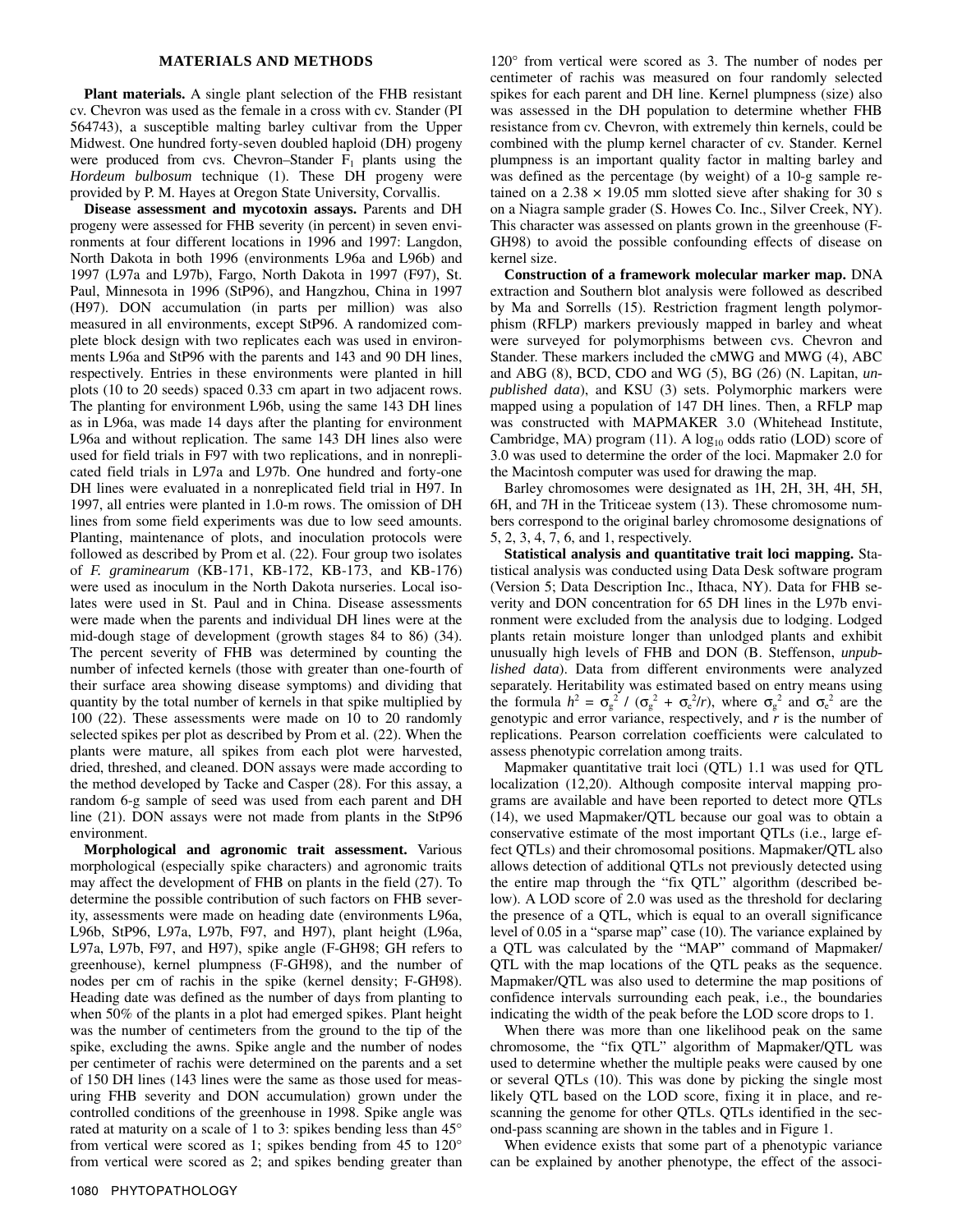## MATERIALS AND METHODS

**Plant materials.** A single plant selection of the FHB resistant cv. Chevron was used as the female in a cross with cv. Stander (PI 564743), a susceptible malting barley cultivar from the Upper Midwest. One hundred forty-seven doubled haploid (DH) progeny were produced from cvs. Chevron–Stander $F_1$ plants using the *Hordeum bulbosum* technique (1). These DH progeny were provided by P. M. Hayes at Oregon State University, Corvallis.

**Disease assessment and mycotoxin assays.** Parents and DH progeny were assessed for FHB severity (in percent) in seven environments at four different locations in 1996 and 1997: Langdon, North Dakota in both 1996 (environments L96a and L96b) and 1997 (L97a and L97b), Fargo, North Dakota in 1997 (F97), St. Paul, Minnesota in 1996 (StP96), and Hangzhou, China in 1997 (H97). DON accumulation (in parts per million) was also measured in all environments, except StP96. A randomized complete block design with two replicates each was used in environments L96a and StP96 with the parents and 143 and 90 DH lines, respectively. Entries in these environments were planted in hill plots (10 to 20 seeds) spaced 0.33 cm apart in two adjacent rows. The planting for environment L96b, using the same 143 DH lines as in L96a, was made 14 days after the planting for environment L96a and without replication. The same 143 DH lines also were used for field trials in F97 with two replications, and in nonreplicated field trials in L97a and L97b. One hundred and forty-one DH lines were evaluated in a nonreplicated field trial in H97. In 1997, all entries were planted in 1.0-m rows. The omission of DH lines from some field experiments was due to low seed amounts. Planting, maintenance of plots, and inoculation protocols were followed as described by Prom et al. (22). Four group two isolates of *F. graminearum* (KB-171, KB-172, KB-173, and KB-176) were used as inoculum in the North Dakota nurseries. Local isolates were used in St. Paul and in China. Disease assessments were made when the parents and individual DH lines were at the mid-dough stage of development (growth stages 84 to 86) (34). The percent severity of FHB was determined by counting the number of infected kernels (those with greater than one-fourth of their surface area showing disease symptoms) and dividing that quantity by the total number of kernels in that spike multiplied by 100 (22). These assessments were made on 10 to 20 randomly selected spikes per plot as described by Prom et al. (22). When the plants were mature, all spikes from each plot were harvested, dried, threshed, and cleaned. DON assays were made according to the method developed by Tacke and Casper (28). For this assay, a random 6-g sample of seed was used from each parent and DH line (21). DON assays were not made from plants in the StP96 environment.

**Morphological and agronomic trait assessment.** Various morphological (especially spike characters) and agronomic traits may affect the development of FHB on plants in the field (27). To determine the possible contribution of such factors on FHB severity, assessments were made on heading date (environments L96a, L96b, StP96, L97a, L97b, F97, and H97), plant height (L96a, L97a, L97b, F97, and H97), spike angle (F-GH98; GH refers to greenhouse), kernel plumpness (F-GH98), and the number of nodes per cm of rachis in the spike (kernel density; F-GH98). Heading date was defined as the number of days from planting to when 50% of the plants in a plot had emerged spikes. Plant height was the number of centimeters from the ground to the tip of the spike, excluding the awns. Spike angle and the number of nodes per centimeter of rachis were determined on the parents and a set of 150 DH lines (143 lines were the same as those used for measuring FHB severity and DON accumulation) grown under the controlled conditions of the greenhouse in 1998. Spike angle was rated at maturity on a scale of 1 to 3: spikes bending less than 45° from vertical were scored as 1; spikes bending from 45 to 120° from vertical were scored as 2; and spikes bending greater than 120° from vertical were scored as 3. The number of nodes per centimeter of rachis was measured on four randomly selected spikes for each parent and DH line. Kernel plumpness (size) also was assessed in the DH population to determine whether FHB resistance from cv. Chevron, with extremely thin kernels, could be combined with the plump kernel character of cv. Stander. Kernel plumpness is an important quality factor in malting barley and was defined as the percentage (by weight) of a 10-g sample retained on a 2.38 × 19.05 mm slotted sieve after shaking for 30 s on a Niagra sample grader (S. Howes Co. Inc., Silver Creek, NY). This character was assessed on plants grown in the greenhouse (F-GH98) to avoid the possible confounding effects of disease on kernel size.

**Construction of a framework molecular marker map.** DNA extraction and Southern blot analysis were followed as described by Ma and Sorrells (15). Restriction fragment length polymorphism (RFLP) markers previously mapped in barley and wheat were surveyed for polymorphisms between cvs. Chevron and Stander. These markers included the cMWG and MWG (4), ABC and ABG (8), BCD, CDO and WG (5), BG (26) (N. Lapitan, *unpublished data*), and KSU (3) sets. Polymorphic markers were mapped using a population of 147 DH lines. Then, a RFLP map was constructed with MAPMAKER 3.0 (Whitehead Institute, Cambridge, MA) program (11). A $\log_{10}$ odds ratio (LOD) score of 3.0 was used to determine the order of the loci. Mapmaker 2.0 for the Macintosh computer was used for drawing the map.

Barley chromosomes were designated as 1H, 2H, 3H, 4H, 5H, 6H, and 7H in the Triticeae system (13). These chromosome numbers correspond to the original barley chromosome designations of 5, 2, 3, 4, 7, 6, and 1, respectively.

**Statistical analysis and quantitative trait loci mapping.** Statistical analysis was conducted using Data Desk software program (Version 5; Data Description Inc., Ithaca, NY). Data for FHB severity and DON concentration for 65 DH lines in the L97b environment were excluded from the analysis due to lodging. Lodged plants retain moisture longer than unlodged plants and exhibit unusually high levels of FHB and DON (B. Steffenson, *unpublished data*). Data from different environments were analyzed separately. Heritability was estimated based on entry means using the formula $h^2 = \sigma_g^2 / (\sigma_g^2 + \sigma_e^2/r)$, where $\sigma_g^2$ and $\sigma_e^2$ are the genotypic and error variance, respectively, and $r$ is the number of replications. Pearson correlation coefficients were calculated to assess phenotypic correlation among traits.

Mapmaker quantitative trait loci (QTL) 1.1 was used for QTL localization (12,20). Although composite interval mapping programs are available and have been reported to detect more QTLs (14), we used Mapmaker/QTL because our goal was to obtain a conservative estimate of the most important QTLs (i.e., large effect QTLs) and their chromosomal positions. Mapmaker/QTL also allows detection of additional QTLs not previously detected using the entire map through the "fix QTL" algorithm (described below). A LOD score of 2.0 was used as the threshold for declaring the presence of a QTL, which is equal to an overall significance level of 0.05 in a "sparse map" case (10). The variance explained by a QTL was calculated by the "MAP" command of Mapmaker/QTL with the map locations of the QTL peaks as the sequence. Mapmaker/QTL was also used to determine the map positions of confidence intervals surrounding each peak, i.e., the boundaries indicating the width of the peak before the LOD score drops to 1.

When there was more than one likelihood peak on the same chromosome, the "fix QTL" algorithm of Mapmaker/QTL was used to determine whether the multiple peaks were caused by one or several QTLs (10). This was done by picking the single most likely QTL based on the LOD score, fixing it in place, and rescanning the genome for other QTLs. QTLs identified in the second-pass scanning are shown in the tables and in Figure 1.

When evidence exists that some part of a phenotypic variance can be explained by another phenotype, the effect of the associ-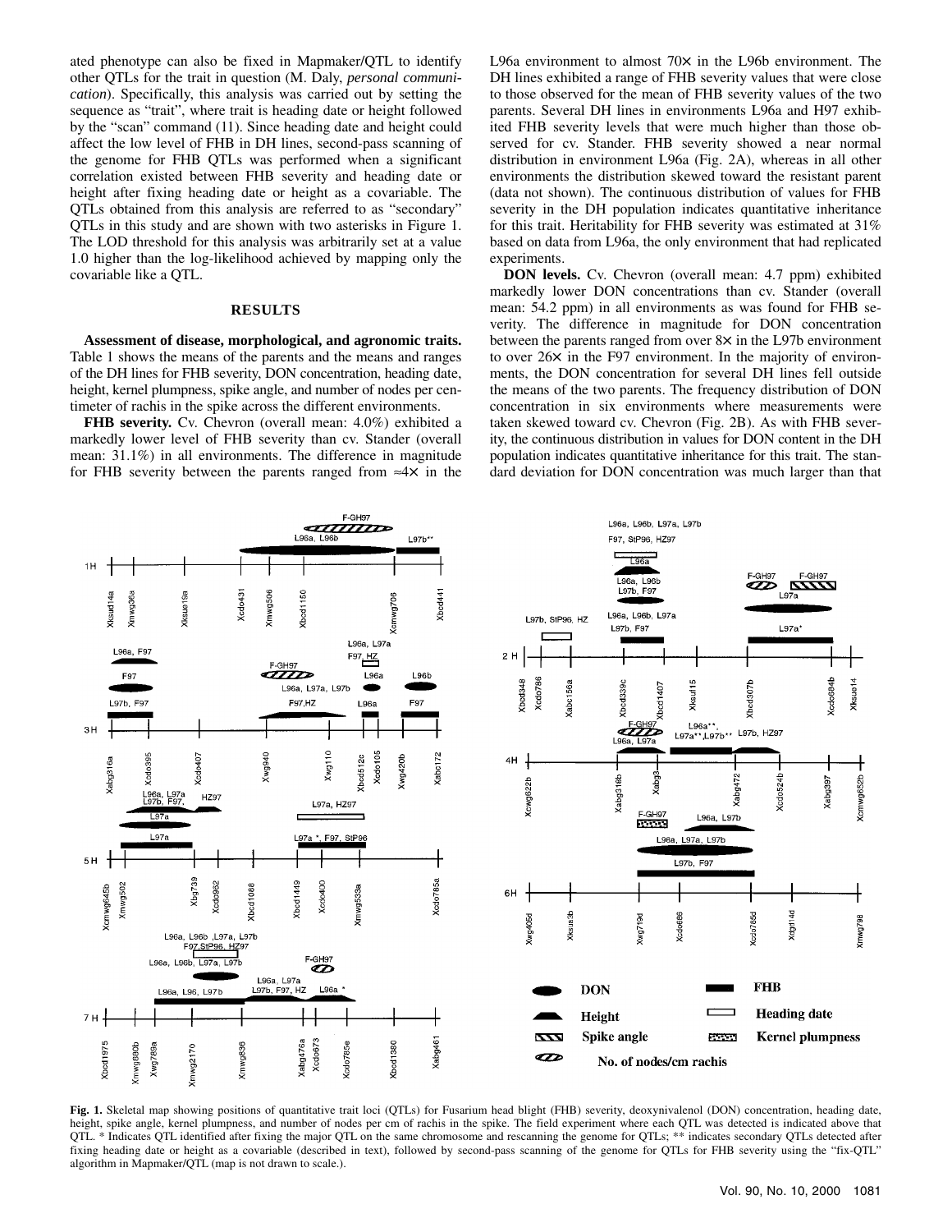ated phenotype can also be fixed in Mapmaker/QTL to identify other QTLs for the trait in question (M. Daly, *personal communication*). Specifically, this analysis was carried out by setting the sequence as "trait", where trait is heading date or height followed by the "scan" command (11). Since heading date and height could affect the low level of FHB in DH lines, second-pass scanning of the genome for FHB QTLs was performed when a significant correlation existed between FHB severity and heading date or height after fixing heading date or height as a covariable. The QTLs obtained from this analysis are referred to as "secondary" QTLs in this study and are shown with two asterisks in Figure 1. The LOD threshold for this analysis was arbitrarily set at a value 1.0 higher than the log-likelihood achieved by mapping only the covariable like a QTL.

## RESULTS

**Assessment of disease, morphological, and agronomic traits.** Table 1 shows the means of the parents and the means and ranges of the DH lines for FHB severity, DON concentration, heading date, height, kernel plumpness, spike angle, and number of nodes per centimeter of rachis in the spike across the different environments.

**FHB severity.** Cv. Chevron (overall mean: 4.0%) exhibited a markedly lower level of FHB severity than cv. Stander (overall mean: 31.1%) in all environments. The difference in magnitude for FHB severity between the parents ranged from ≈4× in the L96a environment to almost 70× in the L96b environment. The DH lines exhibited a range of FHB severity values that were close to those observed for the mean of FHB severity values of the two parents. Several DH lines in environments L96a and H97 exhibited FHB severity levels that were much higher than those observed for cv. Stander. FHB severity showed a near normal distribution in environment L96a (Fig. 2A), whereas in all other environments the distribution skewed toward the resistant parent (data not shown). The continuous distribution of values for FHB severity in the DH population indicates quantitative inheritance for this trait. Heritability for FHB severity was estimated at 31% based on data from L96a, the only environment that had replicated experiments.

**DON levels.** Cv. Chevron (overall mean: 4.7 ppm) exhibited markedly lower DON concentrations than cv. Stander (overall mean: 54.2 ppm) in all environments as was found for FHB severity. The difference in magnitude for DON concentration between the parents ranged from over 8× in the L97b environment to over 26× in the F97 environment. In the majority of environments, the DON concentration for several DH lines fell outside the means of the two parents. The frequency distribution of DON concentration in six environments where measurements were taken skewed toward cv. Chevron (Fig. 2B). As with FHB severity, the continuous distribution in values for DON content in the DH population indicates quantitative inheritance for this trait. The standard deviation for DON concentration was much larger than that

**Fig. 1.** Skeletal map showing positions of quantitative trait loci (QTLs) for Fusarium head blight (FHB) severity, deoxynivalenol (DON) concentration, heading date, height, spike angle, kernel plumpness, and number of nodes per cm of rachis in the spike. The field experiment where each QTL was detected is indicated above that QTL. * Indicates QTL identified after fixing the major QTL on the same chromosome and rescanning the genome for QTLs; ** indicates secondary QTLs detected after fixing heading date or height as a covariable (described in text), followed by second-pass scanning of the genome for QTLs for FHB severity using the "fix-QTL" algorithm in Mapmaker/QTL (map is not drawn to scale.).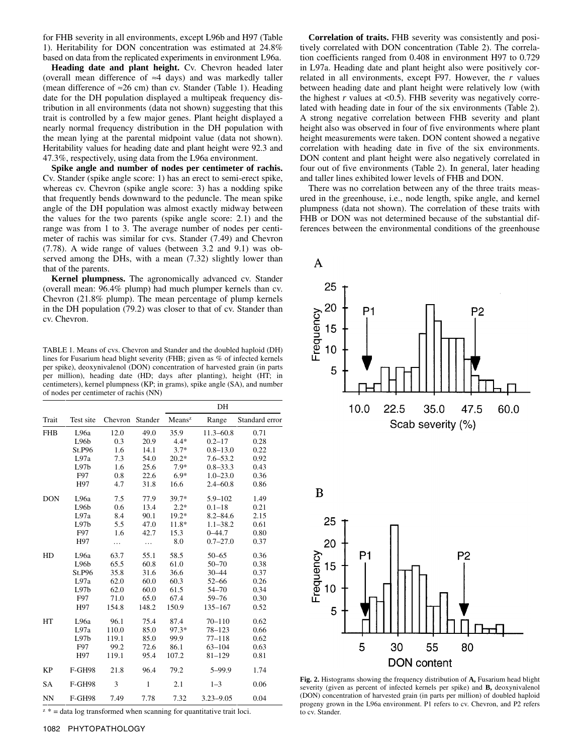for FHB severity in all environments, except L96b and H97 (Table 1). Heritability for DON concentration was estimated at 24.8% based on data from the replicated experiments in environment L96a.

**Heading date and plant height.** Cv. Chevron headed later (overall mean difference of ≈4 days) and was markedly taller (mean difference of ≈26 cm) than cv. Stander (Table 1). Heading date for the DH population displayed a multipeak frequency distribution in all environments (data not shown) suggesting that this trait is controlled by a few major genes. Plant height displayed a nearly normal frequency distribution in the DH population with the mean lying at the parental midpoint value (data not shown). Heritability values for heading date and plant height were 92.3 and 47.3%, respectively, using data from the L96a environment.

**Spike angle and number of nodes per centimeter of rachis.** Cv. Stander (spike angle score: 1) has an erect to semi-erect spike, whereas cv. Chevron (spike angle score: 3) has a nodding spike that frequently bends downward to the peduncle. The mean spike angle of the DH population was almost exactly midway between the values for the two parents (spike angle score: 2.1) and the range was from 1 to 3. The average number of nodes per centimeter of rachis was similar for cvs. Stander (7.49) and Chevron (7.78). A wide range of values (between 3.2 and 9.1) was observed among the DHs, with a mean (7.32) slightly lower than that of the parents.

**Kernel plumpness.** The agronomically advanced cv. Stander (overall mean: 96.4% plump) had much plumper kernels than cv. Chevron (21.8% plump). The mean percentage of plump kernels in the DH population (79.2) was closer to that of cv. Stander than cv. Chevron.

TABLE 1. Means of cvs. Chevron and Stander and the doubled haploid (DH) lines for Fusarium head blight severity (FHB; given as % of infected kernels per spike), deoxynivalenol (DON) concentration of harvested grain (in parts per million), heading date (HD; days after planting), height (HT; in centimeters), kernel plumpness (KP; in grams), spike angle (SA), and number of nodes per centimeter of rachis (NN)

| Trait | Test site | Chevron | Stander | DH | | |
|---|---|---|---|---|---|---|
| | | | | Means[z] | Range | Standard error |
| FHB | L96a | 12.0 | 49.0 | 35.9 | 11.3–60.8 | 0.71 |
| | L96b | 0.3 | 20.9 | 4.4* | 0.2–17 | 0.28 |
| | St.P96 | 1.6 | 14.1 | 3.7* | 0.8–13.0 | 0.22 |
| | L97a | 7.3 | 54.0 | 20.2* | 7.6–53.2 | 0.92 |
| | L97b | 1.6 | 25.6 | 7.9* | 0.8–33.3 | 0.43 |
| | F97 | 0.8 | 22.6 | 6.9* | 1.0–23.0 | 0.36 |
| | H97 | 4.7 | 31.8 | 16.6 | 2.4–60.8 | 0.86 |
| DON | L96a | 7.5 | 77.9 | 39.7* | 5.9–102 | 1.49 |
| | L96b | 0.6 | 13.4 | 2.2* | 0.1–18 | 0.21 |
| | L97a | 8.4 | 90.1 | 19.2* | 8.2–84.6 | 2.15 |
| | L97b | 5.5 | 47.0 | 11.8* | 1.1–38.2 | 0.61 |
| | F97 | 1.6 | 42.7 | 15.3 | 0–44.7 | 0.80 |
| | H97 | … | … | 8.0 | 0.7–27.0 | 0.37 |
| HD | L96a | 63.7 | 55.1 | 58.5 | 50–65 | 0.36 |
| | L96b | 65.5 | 60.8 | 61.0 | 50–70 | 0.38 |
| | St.P96 | 35.8 | 31.6 | 36.6 | 30–44 | 0.37 |
| | L97a | 62.0 | 60.0 | 60.3 | 52–66 | 0.26 |
| | L97b | 62.0 | 60.0 | 61.5 | 54–70 | 0.34 |
| | F97 | 71.0 | 65.0 | 67.4 | 59–76 | 0.30 |
| | H97 | 154.8 | 148.2 | 150.9 | 135–167 | 0.52 |
| HT | L96a | 96.1 | 75.4 | 87.4 | 70–110 | 0.62 |
| | L97a | 110.0 | 85.0 | 97.3* | 78–123 | 0.66 |
| | L97b | 119.1 | 85.0 | 99.9 | 77–118 | 0.62 |
| | F97 | 99.2 | 72.6 | 86.1 | 63–104 | 0.63 |
| | H97 | 119.1 | 95.4 | 107.2 | 81–129 | 0.81 |
| KP | F-GH98 | 21.8 | 96.4 | 79.2 | 5–99.9 | 1.74 |
| SA | F-GH98 | 3 | 1 | 2.1 | 1–3 | 0.06 |
| NN | F-GH98 | 7.49 | 7.78 | 7.32 | 3.23–9.05 | 0.04 |

[z] * = data log transformed when scanning for quantitative trait loci.

**Correlation of traits.** FHB severity was consistently and positively correlated with DON concentration (Table 2). The correlation coefficients ranged from 0.408 in environment H97 to 0.729 in L97a. Heading date and plant height also were positively correlated in all environments, except F97. However, the $r$ values between heading date and plant height were relatively low (with the highest $r$ values at <0.5). FHB severity was negatively correlated with heading date in four of the six environments (Table 2). A strong negative correlation between FHB severity and plant height also was observed in four of five environments where plant height measurements were taken. DON content showed a negative correlation with heading date in five of the six environments. DON content and plant height were also negatively correlated in four out of five environments (Table 2). In general, later heading and taller lines exhibited lower levels of FHB and DON.

There was no correlation between any of the three traits measured in the greenhouse, i.e., node length, spike angle, and kernel plumpness (data not shown). The correlation of these traits with FHB or DON was not determined because of the substantial differences between the environmental conditions of the greenhouse

**Fig. 2.** Histograms showing the frequency distribution of **A,** Fusarium head blight severity (given as percent of infected kernels per spike) and **B,** deoxynivalenol (DON) concentration of harvested grain (in parts per million) of doubled haploid progeny grown in the L96a environment. P1 refers to cv. Chevron, and P2 refers to cv. Stander.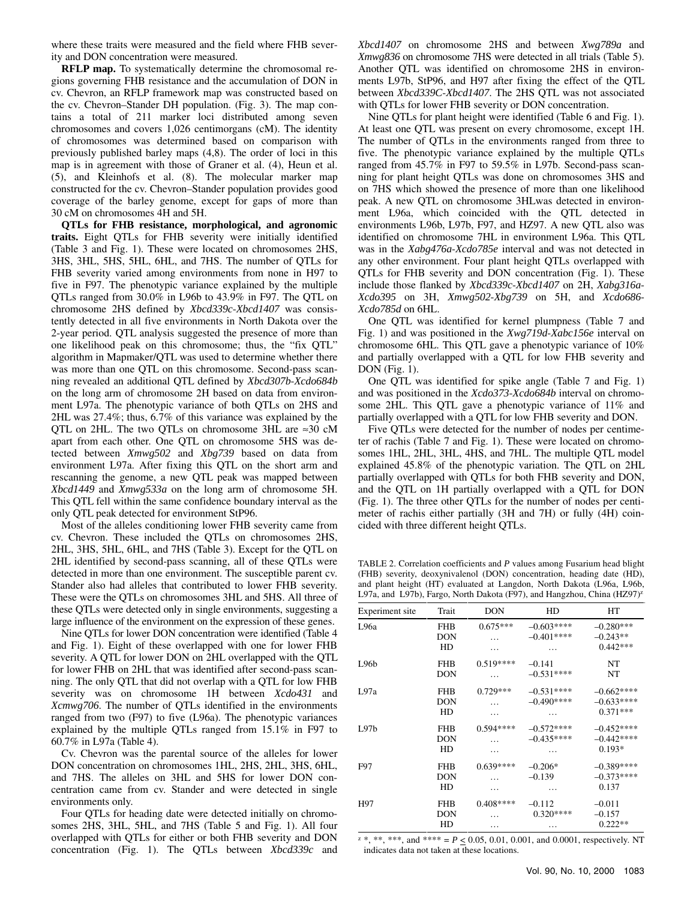where these traits were measured and the field where FHB severity and DON concentration were measured.

**RFLP map.** To systematically determine the chromosomal regions governing FHB resistance and the accumulation of DON in cv. Chevron, an RFLP framework map was constructed based on the cv. Chevron–Stander DH population. (Fig. 3). The map contains a total of 211 marker loci distributed among seven chromosomes and covers 1,026 centimorgans (cM). The identity of chromosomes was determined based on comparison with previously published barley maps (4,8). The order of loci in this map is in agreement with those of Graner et al. (4), Heun et al. (5), and Kleinhofs et al. (8). The molecular marker map constructed for the cv. Chevron–Stander population provides good coverage of the barley genome, except for gaps of more than 30 cM on chromosomes 4H and 5H.

**QTLs for FHB resistance, morphological, and agronomic traits.** Eight QTLs for FHB severity were initially identified (Table 3 and Fig. 1). These were located on chromosomes 2HS, 3HS, 3HL, 5HS, 5HL, 6HL, and 7HS. The number of QTLs for FHB severity varied among environments from none in H97 to five in F97. The phenotypic variance explained by the multiple QTLs ranged from 30.0% in L96b to 43.9% in F97. The QTL on chromosome 2HS defined by *Xbcd339c-Xbcd1407* was consistently detected in all five environments in North Dakota over the 2-year period. QTL analysis suggested the presence of more than one likelihood peak on this chromosome; thus, the "fix QTL" algorithm in Mapmaker/QTL was used to determine whether there was more than one QTL on this chromosome. Second-pass scanning revealed an additional QTL defined by *Xbcd307b-Xcdo684b* on the long arm of chromosome 2H based on data from environment L97a. The phenotypic variance of both QTLs on 2HS and 2HL was 27.4%; thus, 6.7% of this variance was explained by the QTL on 2HL. The two QTLs on chromosome 3HL are ≈30 cM apart from each other. One QTL on chromosome 5HS was detected between *Xmwg502* and *Xbg739* based on data from environment L97a. After fixing this QTL on the short arm and rescanning the genome, a new QTL peak was mapped between *Xbcd1449* and *Xmwg533a* on the long arm of chromosome 5H. This QTL fell within the same confidence boundary interval as the only QTL peak detected for environment StP96.

Most of the alleles conditioning lower FHB severity came from cv. Chevron. These included the QTLs on chromosomes 2HS, 2HL, 3HS, 5HL, 6HL, and 7HS (Table 3). Except for the QTL on 2HL identified by second-pass scanning, all of these QTLs were detected in more than one environment. The susceptible parent cv. Stander also had alleles that contributed to lower FHB severity. These were the QTLs on chromosomes 3HL and 5HS. All three of these QTLs were detected only in single environments, suggesting a large influence of the environment on the expression of these genes.

Nine QTLs for lower DON concentration were identified (Table 4 and Fig. 1). Eight of these overlapped with one for lower FHB severity. A QTL for lower DON on 2HL overlapped with the QTL for lower FHB on 2HL that was identified after second-pass scanning. The only QTL that did not overlap with a QTL for low FHB severity was on chromosome 1H between *Xcdo431* and *Xcmwg706*. The number of QTLs identified in the environments ranged from two (F97) to five (L96a). The phenotypic variances explained by the multiple QTLs ranged from 15.1% in F97 to 60.7% in L97a (Table 4).

Cv. Chevron was the parental source of the alleles for lower DON concentration on chromosomes 1HL, 2HS, 2HL, 3HS, 6HL, and 7HS. The alleles on 3HL and 5HS for lower DON concentration came from cv. Stander and were detected in single environments only.

Four QTLs for heading date were detected initially on chromosomes 2HS, 3HL, 5HL, and 7HS (Table 5 and Fig. 1). All four overlapped with QTLs for either or both FHB severity and DON concentration (Fig. 1). The QTLs between *Xbcd339c* and *Xbcd1407* on chromosome 2HS and between *Xwg789a* and *Xmwg836* on chromosome 7HS were detected in all trials (Table 5). Another QTL was identified on chromosome 2HS in environments L97b, StP96, and H97 after fixing the effect of the QTL between *Xbcd339C-Xbcd1407*. The 2HS QTL was not associated with QTLs for lower FHB severity or DON concentration.

Nine QTLs for plant height were identified (Table 6 and Fig. 1). At least one QTL was present on every chromosome, except 1H. The number of QTLs in the environments ranged from three to five. The phenotypic variance explained by the multiple QTLs ranged from 45.7% in F97 to 59.5% in L97b. Second-pass scanning for plant height QTLs was done on chromosomes 3HS and on 7HS which showed the presence of more than one likelihood peak. A new QTL on chromosome 3HLwas detected in environment L96a, which coincided with the QTL detected in environments L96b, L97b, F97, and HZ97. A new QTL also was identified on chromosome 7HL in environment L96a. This QTL was in the *Xabg476a-Xcdo785e* interval and was not detected in any other environment. Four plant height QTLs overlapped with QTLs for FHB severity and DON concentration (Fig. 1). These include those flanked by *Xbcd339c-Xbcd1407* on 2H, *Xabg316a-Xcdo395* on 3H, *Xmwg502-Xbg739* on 5H, and *Xcdo686-Xcdo785d* on 6HL.

One QTL was identified for kernel plumpness (Table 7 and Fig. 1) and was positioned in the *Xwg719d-Xabc156e* interval on chromosome 6HL. This QTL gave a phenotypic variance of 10% and partially overlapped with a QTL for low FHB severity and DON (Fig. 1).

One QTL was identified for spike angle (Table 7 and Fig. 1) and was positioned in the *Xcdo373-Xcdo684b* interval on chromosome 2HL. This QTL gave a phenotypic variance of 11% and partially overlapped with a QTL for low FHB severity and DON.

Five QTLs were detected for the number of nodes per centimeter of rachis (Table 7 and Fig. 1). These were located on chromosomes 1HL, 2HL, 3HL, 4HS, and 7HL. The multiple QTL model explained 45.8% of the phenotypic variation. The QTL on 2HL partially overlapped with QTLs for both FHB severity and DON, and the QTL on 1H partially overlapped with a QTL for DON (Fig. 1). The three other QTLs for the number of nodes per centimeter of rachis either partially (3H and 7H) or fully (4H) coincided with three different height QTLs.

TABLE 2. Correlation coefficients and *P* values among Fusarium head blight (FHB) severity, deoxynivalenol (DON) concentration, heading date (HD), and plant height (HT) evaluated at Langdon, North Dakota (L96a, L96b, L97a, and L97b), Fargo, North Dakota (F97), and Hangzhou, China (HZ97)[z]

| Experiment site | Trait | DON | HD | HT |
|---|---|---|---|---|
| L96a | FHB | 0.675*** | –0.603**** | –0.280*** |
| | DON | … | –0.401**** | –0.243** |
| | HD | … | … | 0.442*** |
| L96b | FHB | 0.519**** | –0.141 | NT |
| | DON | … | –0.531**** | NT |
| L97a | FHB | 0.729*** | –0.531**** | –0.662**** |
| | DON | … | –0.490**** | –0.633**** |
| | HD | … | … | 0.371*** |
| L97b | FHB | 0.594**** | –0.572**** | –0.452**** |
| | DON | … | –0.435**** | –0.442**** |
| | HD | … | … | 0.193* |
| F97 | FHB | 0.639**** | –0.206* | –0.389**** |
| | DON | … | –0.139 | –0.373**** |
| | HD | … | … | 0.137 |
| H97 | FHB | 0.408**** | –0.112 | –0.011 |
| | DON | … | 0.320**** | –0.157 |
| | HD | … | … | 0.222** |

[z] *, **, ***, and **** = $P \leq 0.05$, 0.01, 0.001, and 0.0001, respectively. NT indicates data not taken at these locations.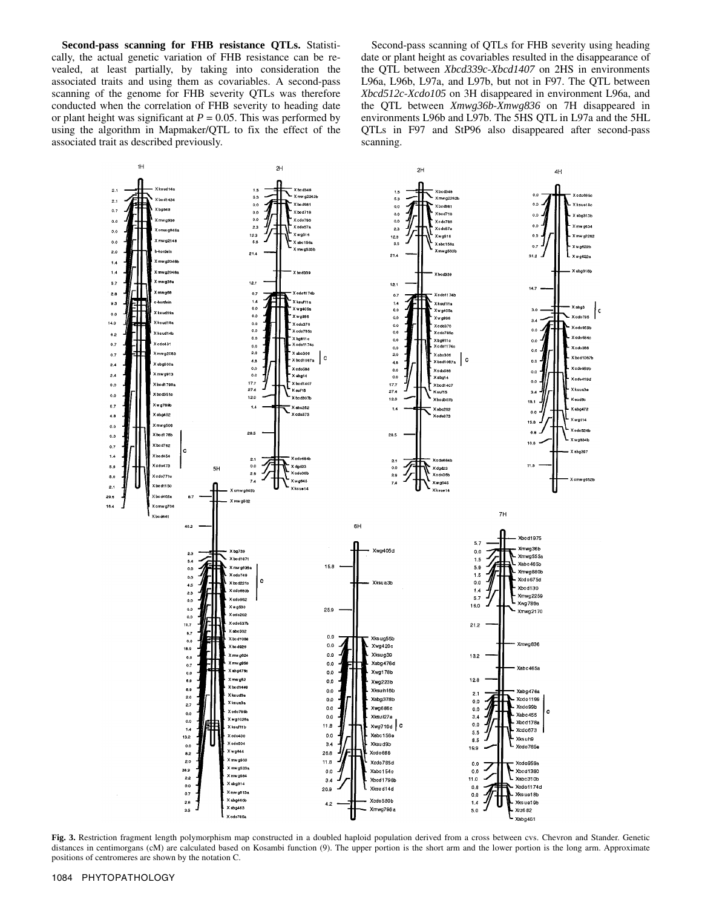**Second-pass scanning for FHB resistance QTLs.** Statistically, the actual genetic variation of FHB resistance can be revealed, at least partially, by taking into consideration the associated traits and using them as covariables. A second-pass scanning of the genome for FHB severity QTLs was therefore conducted when the correlation of FHB severity to heading date or plant height was significant at $P = 0.05$. This was performed by using the algorithm in Mapmaker/QTL to fix the effect of the associated trait as described previously.

Second-pass scanning of QTLs for FHB severity using heading date or plant height as covariables resulted in the disappearance of the QTL between *Xbcd339c-Xbcd1407* on 2HS in environments L96a, L96b, L97a, and L97b, but not in F97. The QTL between *Xbcd512c-Xcdo105* on 3H disappeared in environment L96a, and the QTL between *Xmwg36b-Xmwg836* on 7H disappeared in environments L96b and L97b. The 5HS QTL in L97a and the 5HL QTLs in F97 and StP96 also disappeared after second-pass scanning.

**Fig. 3.** Restriction fragment length polymorphism map constructed in a doubled haploid population derived from a cross between cvs. Chevron and Stander. Genetic distances in centimorgans (cM) are calculated based on Kosambi function (9). The upper portion is the short arm and the lower portion is the long arm. Approximate positions of centromeres are shown by the notation C.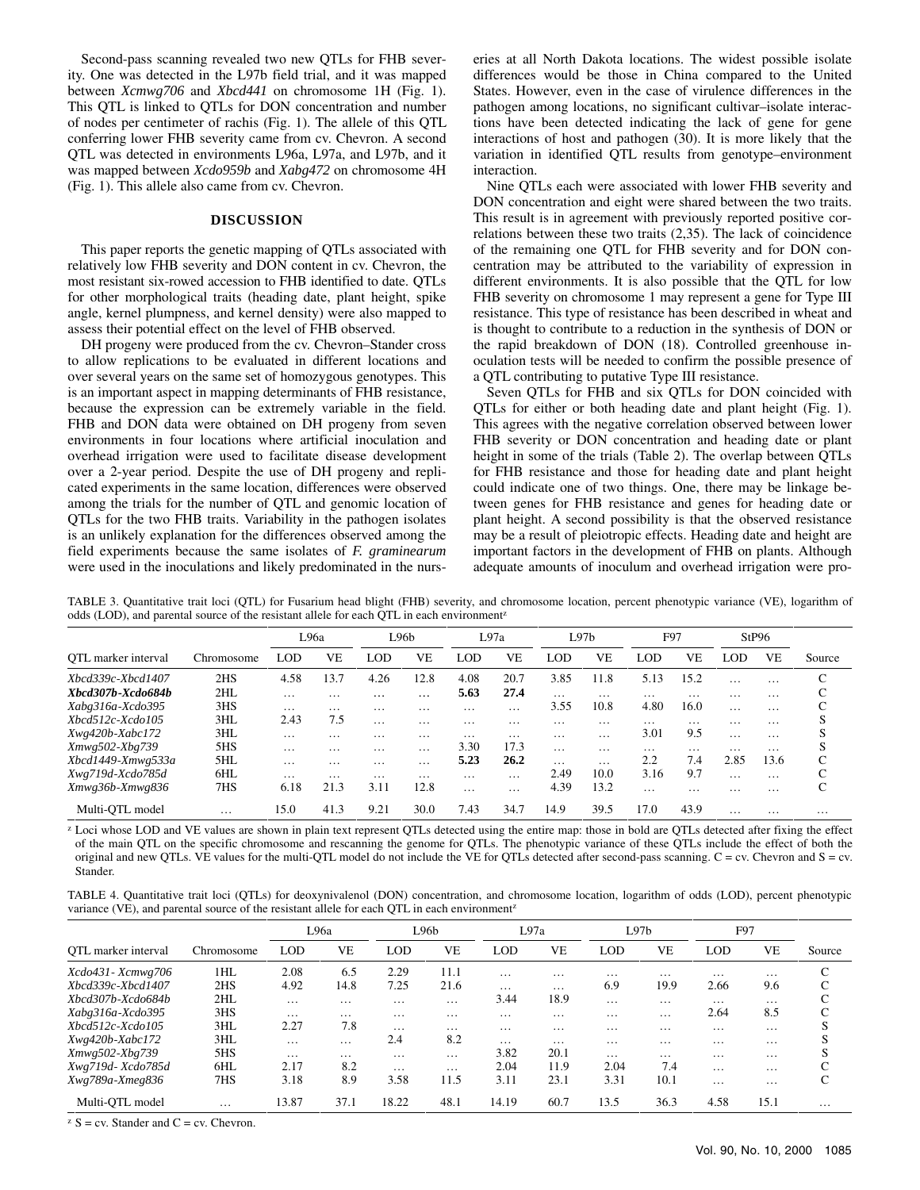Second-pass scanning revealed two new QTLs for FHB severity. One was detected in the L97b field trial, and it was mapped between *Xcmwg706* and *Xbcd441* on chromosome 1H (Fig. 1). This QTL is linked to QTLs for DON concentration and number of nodes per centimeter of rachis (Fig. 1). The allele of this QTL conferring lower FHB severity came from cv. Chevron. A second QTL was detected in environments L96a, L97a, and L97b, and it was mapped between *Xcdo959b* and *Xabg472* on chromosome 4H (Fig. 1). This allele also came from cv. Chevron.

## DISCUSSION

This paper reports the genetic mapping of QTLs associated with relatively low FHB severity and DON content in cv. Chevron, the most resistant six-rowed accession to FHB identified to date. QTLs for other morphological traits (heading date, plant height, spike angle, kernel plumpness, and kernel density) were also mapped to assess their potential effect on the level of FHB observed.

DH progeny were produced from the cv. Chevron–Stander cross to allow replications to be evaluated in different locations and over several years on the same set of homozygous genotypes. This is an important aspect in mapping determinants of FHB resistance, because the expression can be extremely variable in the field. FHB and DON data were obtained on DH progeny from seven environments in four locations where artificial inoculation and overhead irrigation were used to facilitate disease development over a 2-year period. Despite the use of DH progeny and replicated experiments in the same location, differences were observed among the trials for the number of QTL and genomic location of QTLs for the two FHB traits. Variability in the pathogen isolates is an unlikely explanation for the differences observed among the field experiments because the same isolates of *F. graminearum* were used in the inoculations and likely predominated in the nurseries at all North Dakota locations. The widest possible isolate differences would be those in China compared to the United States. However, even in the case of virulence differences in the pathogen among locations, no significant cultivar–isolate interactions have been detected indicating the lack of gene for gene interactions of host and pathogen (30). It is more likely that the variation in identified QTL results from genotype–environment interaction.

Nine QTLs each were associated with lower FHB severity and DON concentration and eight were shared between the two traits. This result is in agreement with previously reported positive correlations between these two traits (2,35). The lack of coincidence of the remaining one QTL for FHB severity and for DON concentration may be attributed to the variability of expression in different environments. It is also possible that the QTL for low FHB severity on chromosome 1 may represent a gene for Type III resistance. This type of resistance has been described in wheat and is thought to contribute to a reduction in the synthesis of DON or the rapid breakdown of DON (18). Controlled greenhouse inoculation tests will be needed to confirm the possible presence of a QTL contributing to putative Type III resistance.

Seven QTLs for FHB and six QTLs for DON coincided with QTLs for either or both heading date and plant height (Fig. 1). This agrees with the negative correlation observed between lower FHB severity or DON concentration and heading date or plant height in some of the trials (Table 2). The overlap between QTLs for FHB resistance and those for heading date and plant height could indicate one of two things. One, there may be linkage between genes for FHB resistance and genes for heading date or plant height. A second possibility is that the observed resistance may be a result of pleiotropic effects. Heading date and height are important factors in the development of FHB on plants. Although adequate amounts of inoculum and overhead irrigation were pro-

TABLE 3. Quantitative trait loci (QTL) for Fusarium head blight (FHB) severity, and chromosome location, percent phenotypic variance (VE), logarithm of odds (LOD), and parental source of the resistant allele for each QTL in each environment[z]

| | | L96a | | L96b | | L97a | | L97b | | F97 | | StP96 | | |
|---|---|---|---|---|---|---|---|---|---|---|---|---|---|---|
| QTL marker interval | Chromosome | LOD | VE | LOD | VE | LOD | VE | LOD | VE | LOD | VE | LOD | VE | Source |
| *Xbcd339c-Xbcd1407* | 2HS | 4.58 | 13.7 | 4.26 | 12.8 | 4.08 | 20.7 | 3.85 | 11.8 | 5.13 | 15.2 | … | … | C |
| ***Xbcd307b-Xcdo684b*** | 2HL | … | … | … | … | **5.63** | **27.4** | … | … | … | … | … | … | C |
| *Xabg316a-Xcdo395* | 3HS | … | … | … | … | … | … | 3.55 | 10.8 | 4.80 | 16.0 | … | … | C |
| *Xbcd512c-Xcdo105* | 3HL | 2.43 | 7.5 | … | … | … | … | … | … | … | … | … | … | S |
| *Xwg420b-Xabc172* | 3HL | … | … | … | … | … | … | … | … | 3.01 | 9.5 | … | … | S |
| *Xmwg502-Xbg739* | 5HS | … | … | … | … | 3.30 | 17.3 | … | … | … | … | … | … | S |
| *Xbcd1449-Xmwg533a* | 5HL | … | … | … | … | **5.23** | **26.2** | … | … | 2.2 | 7.4 | 2.85 | 13.6 | C |
| *Xwg719d-Xcdo785d* | 6HL | … | … | … | … | … | … | 2.49 | 10.0 | 3.16 | 9.7 | … | … | C |
| *Xmwg36b-Xmwg836* | 7HS | 6.18 | 21.3 | 3.11 | 12.8 | … | … | 4.39 | 13.2 | … | … | … | … | C |
| Multi-QTL model | … | 15.0 | 41.3 | 9.21 | 30.0 | 7.43 | 34.7 | 14.9 | 39.5 | 17.0 | 43.9 | … | … | … |

[z] Loci whose LOD and VE values are shown in plain text represent QTLs detected using the entire map: those in bold are QTLs detected after fixing the effect of the main QTL on the specific chromosome and rescanning the genome for QTLs. The phenotypic variance of these QTLs include the effect of both the original and new QTLs. VE values for the multi-QTL model do not include the VE for QTLs detected after second-pass scanning. C = cv. Chevron and S = cv. Stander.

TABLE 4. Quantitative trait loci (QTLs) for deoxynivalenol (DON) concentration, and chromosome location, logarithm of odds (LOD), percent phenotypic variance (VE), and parental source of the resistant allele for each QTL in each environment[z]

| | | L96a | | L96b | | L97a | | L97b | | F97 | | |
|---|---|---|---|---|---|---|---|---|---|---|---|---|
| QTL marker interval | Chromosome | LOD | VE | LOD | VE | LOD | VE | LOD | VE | LOD | VE | Source |
| *Xcdo431- Xcmwg706* | 1HL | 2.08 | 6.5 | 2.29 | 11.1 | … | … | … | … | … | … | C |
| *Xbcd339c-Xbcd1407* | 2HS | 4.92 | 14.8 | 7.25 | 21.6 | … | … | 6.9 | 19.9 | 2.66 | 9.6 | C |
| *Xbcd307b-Xcdo684b* | 2HL | … | … | … | … | 3.44 | 18.9 | … | … | … | … | C |
| *Xabg316a-Xcdo395* | 3HS | … | … | … | … | … | … | … | … | 2.64 | 8.5 | C |
| *Xbcd512c-Xcdo105* | 3HL | 2.27 | 7.8 | … | … | … | … | … | … | … | … | S |
| *Xwg420b-Xabc172* | 3HL | … | … | 2.4 | 8.2 | … | … | … | … | … | … | S |
| *Xmwg502-Xbg739* | 5HS | … | … | … | … | 3.82 | 20.1 | … | … | … | … | S |
| *Xwg719d- Xcdo785d* | 6HL | 2.17 | 8.2 | … | … | 2.04 | 11.9 | 2.04 | 7.4 | … | … | C |
| *Xwg789a-Xmeg836* | 7HS | 3.18 | 8.9 | 3.58 | 11.5 | 3.11 | 23.1 | 3.31 | 10.1 | … | … | C |
| Multi-QTL model | … | 13.87 | 37.1 | 18.22 | 48.1 | 14.19 | 60.7 | 13.5 | 36.3 | 4.58 | 15.1 | … |

[z] S = cv. Stander and C = cv. Chevron.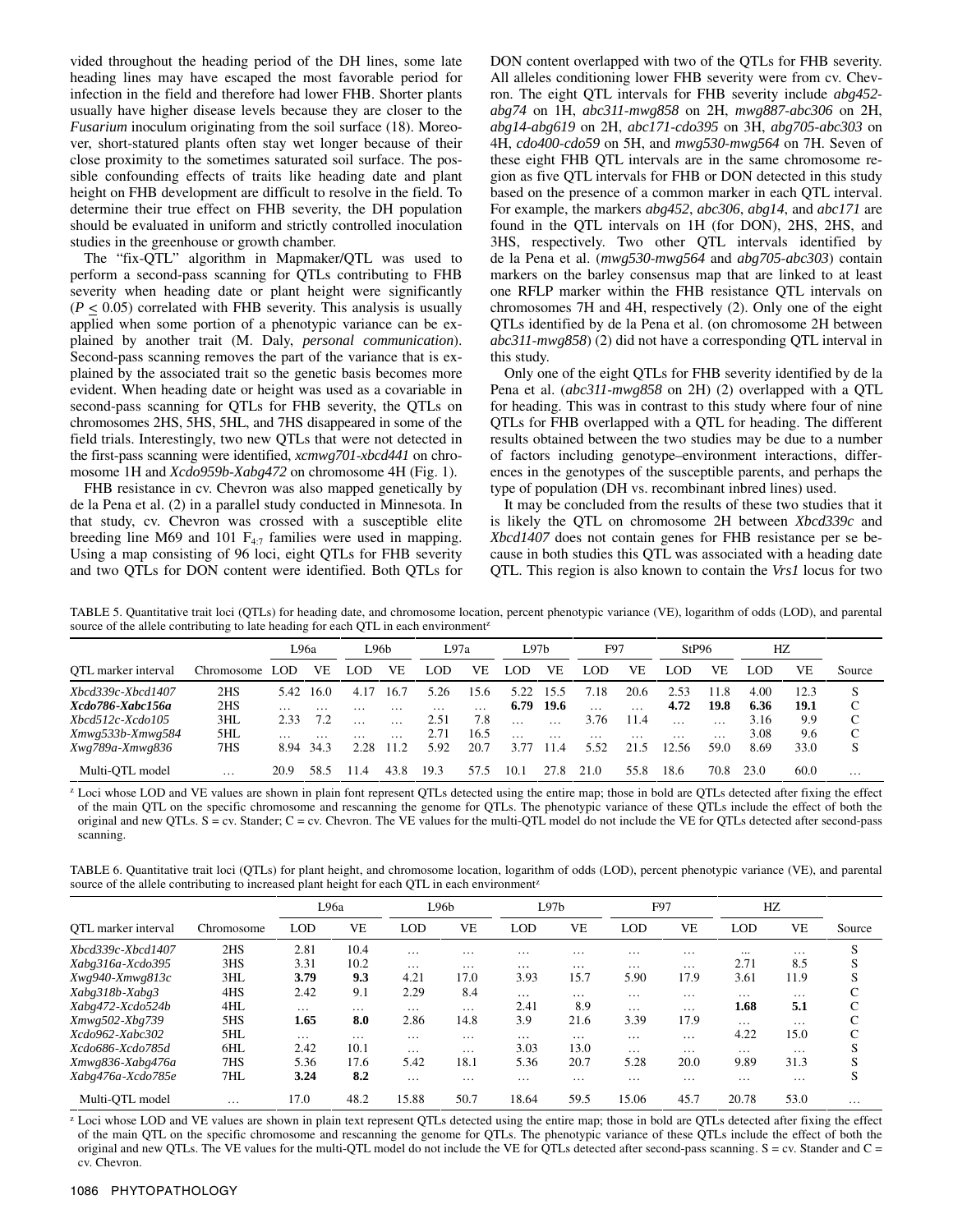vided throughout the heading period of the DH lines, some late heading lines may have escaped the most favorable period for infection in the field and therefore had lower FHB. Shorter plants usually have higher disease levels because they are closer to the *Fusarium* inoculum originating from the soil surface (18). Moreover, short-statured plants often stay wet longer because of their close proximity to the sometimes saturated soil surface. The possible confounding effects of traits like heading date and plant height on FHB development are difficult to resolve in the field. To determine their true effect on FHB severity, the DH population should be evaluated in uniform and strictly controlled inoculation studies in the greenhouse or growth chamber.

The "fix-QTL" algorithm in Mapmaker/QTL was used to perform a second-pass scanning for QTLs contributing to FHB severity when heading date or plant height were significantly ($P \leq 0.05$) correlated with FHB severity. This analysis is usually applied when some portion of a phenotypic variance can be explained by another trait (M. Daly, *personal communication*). Second-pass scanning removes the part of the variance that is explained by the associated trait so the genetic basis becomes more evident. When heading date or height was used as a covariable in second-pass scanning for QTLs for FHB severity, the QTLs on chromosomes 2HS, 5HS, 5HL, and 7HS disappeared in some of the field trials. Interestingly, two new QTLs that were not detected in the first-pass scanning were identified, *xcmwg701-xbcd441* on chromosome 1H and *Xcdo959b-Xabg472* on chromosome 4H (Fig. 1).

FHB resistance in cv. Chevron was also mapped genetically by de la Pena et al. (2) in a parallel study conducted in Minnesota. In that study, cv. Chevron was crossed with a susceptible elite breeding line M69 and 101 $F_{4:7}$ families were used in mapping. Using a map consisting of 96 loci, eight QTLs for FHB severity and two QTLs for DON content were identified. Both QTLs for DON content overlapped with two of the QTLs for FHB severity. All alleles conditioning lower FHB severity were from cv. Chevron. The eight QTL intervals for FHB severity include *abg452-abg74* on 1H, *abc311-mwg858* on 2H, *mwg887-abc306* on 2H, *abg14-abg619* on 2H, *abc171-cdo395* on 3H, *abg705-abc303* on 4H, *cdo400-cdo59* on 5H, and *mwg530-mwg564* on 7H. Seven of these eight FHB QTL intervals are in the same chromosome region as five QTL intervals for FHB or DON detected in this study based on the presence of a common marker in each QTL interval. For example, the markers *abg452*, *abc306*, *abg14*, and *abc171* are found in the QTL intervals on 1H (for DON), 2HS, 2HS, and 3HS, respectively. Two other QTL intervals identified by de la Pena et al. (*mwg530-mwg564* and *abg705-abc303*) contain markers on the barley consensus map that are linked to at least one RFLP marker within the FHB resistance QTL intervals on chromosomes 7H and 4H, respectively (2). Only one of the eight QTLs identified by de la Pena et al. (on chromosome 2H between *abc311-mwg858*) (2) did not have a corresponding QTL interval in this study.

Only one of the eight QTLs for FHB severity identified by de la Pena et al. (*abc311-mwg858* on 2H) (2) overlapped with a QTL for heading. This was in contrast to this study where four of nine QTLs for FHB overlapped with a QTL for heading. The different results obtained between the two studies may be due to a number of factors including genotype–environment interactions, differences in the genotypes of the susceptible parents, and perhaps the type of population (DH vs. recombinant inbred lines) used.

It may be concluded from the results of these two studies that it is likely the QTL on chromosome 2H between *Xbcd339c* and *Xbcd1407* does not contain genes for FHB resistance per se because in both studies this QTL was associated with a heading date QTL. This region is also known to contain the *Vrs1* locus for two

TABLE 5. Quantitative trait loci (QTLs) for heading date, and chromosome location, percent phenotypic variance (VE), logarithm of odds (LOD), and parental source of the allele contributing to late heading for each QTL in each environment[z]

| QTL marker interval | Chromosome | L96a | | L96b | | L97a | | L97b | | F97 | | StP96 | | HZ | | Source |
|---|---|---|---|---|---|---|---|---|---|---|---|---|---|---|---|---|
| | | LOD | VE | LOD | VE | LOD | VE | LOD | VE | LOD | VE | LOD | VE | LOD | VE | |
| *Xbcd339c-Xbcd1407* | 2HS | 5.42 | 16.0 | 4.17 | 16.7 | 5.26 | 15.6 | 5.22 | 15.5 | 7.18 | 20.6 | 2.53 | 11.8 | 4.00 | 12.3 | S |
| ***Xcdo786-Xabc156a*** | 2HS | … | … | … | … | … | … | **6.79** | **19.6** | … | … | **4.72** | **19.8** | **6.36** | **19.1** | C |
| *Xbcd512c-Xcdo105* | 3HL | 2.33 | 7.2 | … | … | 2.51 | 7.8 | … | … | 3.76 | 11.4 | … | … | 3.16 | 9.9 | C |
| *Xmwg533b-Xmwg584* | 5HL | … | … | … | … | 2.71 | 16.5 | … | … | … | … | … | … | 3.08 | 9.6 | C |
| *Xwg789a-Xmwg836* | 7HS | 8.94 | 34.3 | 2.28 | 11.2 | 5.92 | 20.7 | 3.77 | 11.4 | 5.52 | 21.5 | 12.56 | 59.0 | 8.69 | 33.0 | S |
| Multi-QTL model | … | 20.9 | 58.5 | 11.4 | 43.8 | 19.3 | 57.5 | 10.1 | 27.8 | 21.0 | 55.8 | 18.6 | 70.8 | 23.0 | 60.0 | … |

[z] Loci whose LOD and VE values are shown in plain font represent QTLs detected using the entire map; those in bold are QTLs detected after fixing the effect of the main QTL on the specific chromosome and rescanning the genome for QTLs. The phenotypic variance of these QTLs include the effect of both the original and new QTLs. S = cv. Stander; C = cv. Chevron. The VE values for the multi-QTL model do not include the VE for QTLs detected after second-pass scanning.

TABLE 6. Quantitative trait loci (QTLs) for plant height, and chromosome location, logarithm of odds (LOD), percent phenotypic variance (VE), and parental source of the allele contributing to increased plant height for each QTL in each environment[z]

| QTL marker interval | Chromosome | L96a | | L96b | | L97b | | F97 | | HZ | | Source |
|---|---|---|---|---|---|---|---|---|---|---|---|---|
| | | LOD | VE | LOD | VE | LOD | VE | LOD | VE | LOD | VE | |
| *Xbcd339c-Xbcd1407* | 2HS | 2.81 | 10.4 | … | … | … | … | … | … | ... | … | S |
| *Xabg316a-Xcdo395* | 3HS | 3.31 | 10.2 | … | … | … | … | … | … | 2.71 | 8.5 | S |
| *Xwg940-Xmwg813c* | 3HL | **3.79** | **9.3** | 4.21 | 17.0 | 3.93 | 15.7 | 5.90 | 17.9 | 3.61 | 11.9 | S |
| *Xabg318b-Xabg3* | 4HS | 2.42 | 9.1 | 2.29 | 8.4 | … | … | … | … | … | … | C |
| *Xabg472-Xcdo524b* | 4HL | … | … | … | … | 2.41 | 8.9 | … | … | **1.68** | **5.1** | C |
| *Xmwg502-Xbg739* | 5HS | **1.65** | **8.0** | 2.86 | 14.8 | 3.9 | 21.6 | 3.39 | 17.9 | … | … | C |
| *Xcdo962-Xabc302* | 5HL | … | … | … | … | … | … | … | … | 4.22 | 15.0 | C |
| *Xcdo686-Xcdo785d* | 6HL | 2.42 | 10.1 | … | … | 3.03 | 13.0 | … | … | … | … | S |
| *Xmwg836-Xabg476a* | 7HS | 5.36 | 17.6 | 5.42 | 18.1 | 5.36 | 20.7 | 5.28 | 20.0 | 9.89 | 31.3 | S |
| *Xabg476a-Xcdo785e* | 7HL | **3.24** | **8.2** | … | … | … | … | … | … | … | … | S |
| Multi-QTL model | … | 17.0 | 48.2 | 15.88 | 50.7 | 18.64 | 59.5 | 15.06 | 45.7 | 20.78 | 53.0 | … |

[z] Loci whose LOD and VE values are shown in plain text represent QTLs detected using the entire map; those in bold are QTLs detected after fixing the effect of the main QTL on the specific chromosome and rescanning the genome for QTLs. The phenotypic variance of these QTLs include the effect of both the original and new QTLs. The VE values for the multi-QTL model do not include the VE for QTLs detected after second-pass scanning. S = cv. Stander and C = cv. Chevron.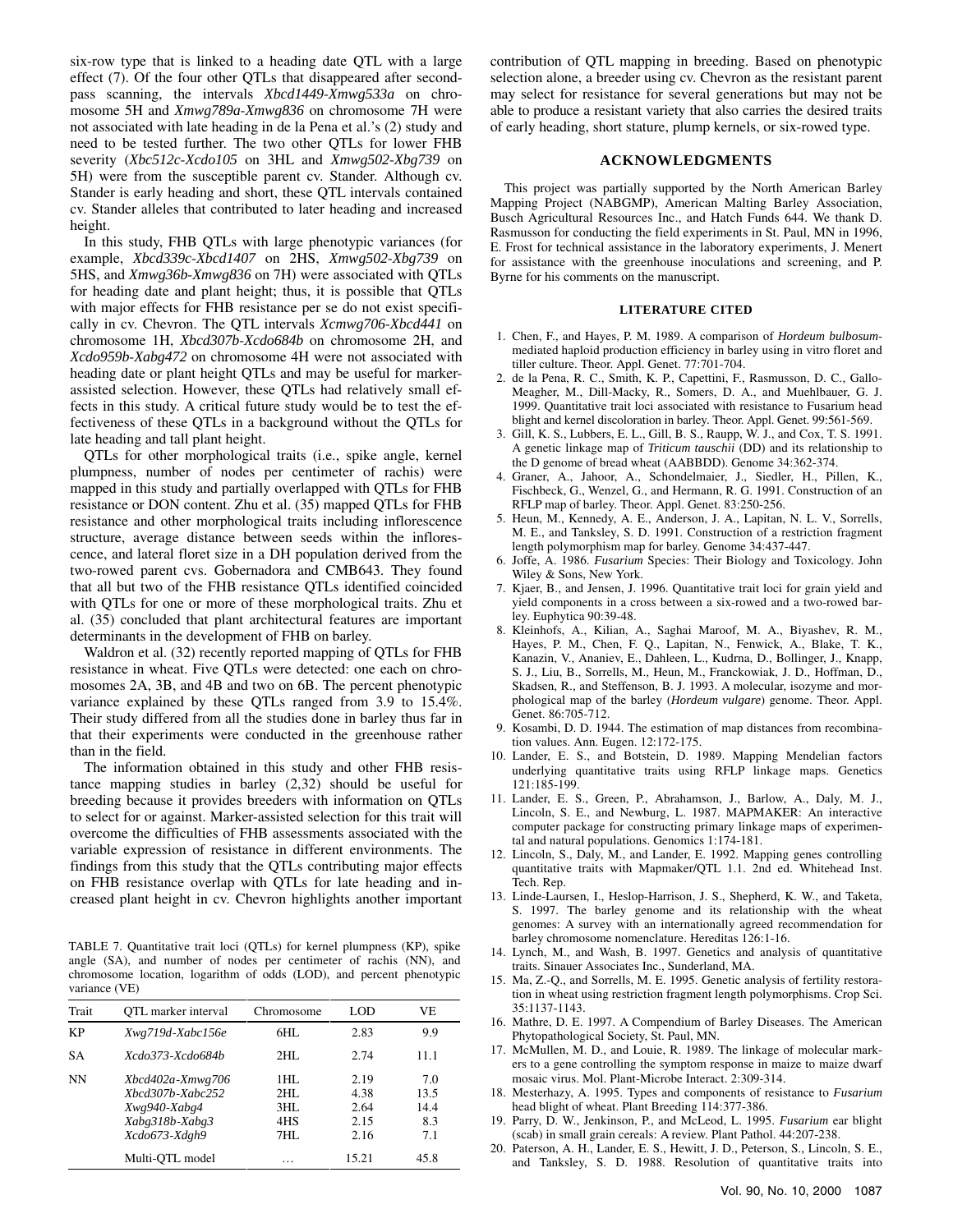six-row type that is linked to a heading date QTL with a large effect (7). Of the four other QTLs that disappeared after second-pass scanning, the intervals *Xbcd1449-Xmwg533a* on chromosome 5H and *Xmwg789a-Xmwg836* on chromosome 7H were not associated with late heading in de la Pena et al.'s (2) study and need to be tested further. The two other QTLs for lower FHB severity (*Xbc512c-Xcdo105* on 3HL and *Xmwg502-Xbg739* on 5H) were from the susceptible parent cv. Stander. Although cv. Stander is early heading and short, these QTL intervals contained cv. Stander alleles that contributed to later heading and increased height.

In this study, FHB QTLs with large phenotypic variances (for example, *Xbcd339c-Xbcd1407* on 2HS, *Xmwg502-Xbg739* on 5HS, and *Xmwg36b-Xmwg836* on 7H) were associated with QTLs for heading date and plant height; thus, it is possible that QTLs with major effects for FHB resistance per se do not exist specifically in cv. Chevron. The QTL intervals *Xcmwg706-Xbcd441* on chromosome 1H, *Xbcd307b-Xcdo684b* on chromosome 2H, and *Xcdo959b-Xabg472* on chromosome 4H were not associated with heading date or plant height QTLs and may be useful for marker-assisted selection. However, these QTLs had relatively small effects in this study. A critical future study would be to test the effectiveness of these QTLs in a background without the QTLs for late heading and tall plant height.

QTLs for other morphological traits (i.e., spike angle, kernel plumpness, number of nodes per centimeter of rachis) were mapped in this study and partially overlapped with QTLs for FHB resistance or DON content. Zhu et al. (35) mapped QTLs for FHB resistance and other morphological traits including inflorescence structure, average distance between seeds within the inflorescence, and lateral floret size in a DH population derived from the two-rowed parent cvs. Gobernadora and CMB643. They found that all but two of the FHB resistance QTLs identified coincided with QTLs for one or more of these morphological traits. Zhu et al. (35) concluded that plant architectural features are important determinants in the development of FHB on barley.

Waldron et al. (32) recently reported mapping of QTLs for FHB resistance in wheat. Five QTLs were detected: one each on chromosomes 2A, 3B, and 4B and two on 6B. The percent phenotypic variance explained by these QTLs ranged from 3.9 to 15.4%. Their study differed from all the studies done in barley thus far in that their experiments were conducted in the greenhouse rather than in the field.

The information obtained in this study and other FHB resistance mapping studies in barley (2,32) should be useful for breeding because it provides breeders with information on QTLs to select for or against. Marker-assisted selection for this trait will overcome the difficulties of FHB assessments associated with the variable expression of resistance in different environments. The findings from this study that the QTLs contributing major effects on FHB resistance overlap with QTLs for late heading and increased plant height in cv. Chevron highlights another important contribution of QTL mapping in breeding. Based on phenotypic selection alone, a breeder using cv. Chevron as the resistant parent may select for resistance for several generations but may not be able to produce a resistant variety that also carries the desired traits of early heading, short stature, plump kernels, or six-rowed type.

TABLE 7. Quantitative trait loci (QTLs) for kernel plumpness (KP), spike angle (SA), and number of nodes per centimeter of rachis (NN), and chromosome location, logarithm of odds (LOD), and percent phenotypic variance (VE)

| Trait | QTL marker interval | Chromosome | LOD | VE |
|---|---|---|---|---|
| KP | *Xwg719d-Xabc156e* | 6HL | 2.83 | 9.9 |
| SA | *Xcdo373-Xcdo684b* | 2HL | 2.74 | 11.1 |
| NN | *Xbcd402a-Xmwg706* | 1HL | 2.19 | 7.0 |
| | *Xbcd307b-Xabc252* | 2HL | 4.38 | 13.5 |
| | *Xwg940-Xabg4* | 3HL | 2.64 | 14.4 |
| | *Xabg318b-Xabg3* | 4HS | 2.15 | 8.3 |
| | *Xcdo673-Xdgh9* | 7HL | 2.16 | 7.1 |
| | Multi-QTL model | … | 15.21 | 45.8 |

## ACKNOWLEDGMENTS

This project was partially supported by the North American Barley Mapping Project (NABGMP), American Malting Barley Association, Busch Agricultural Resources Inc., and Hatch Funds 644. We thank D. Rasmusson for conducting the field experiments in St. Paul, MN in 1996, E. Frost for technical assistance in the laboratory experiments, J. Menert for assistance with the greenhouse inoculations and screening, and P. Byrne for his comments on the manuscript.

## LITERATURE CITED

1. Chen, F., and Hayes, P. M. 1989. A comparison of *Hordeum bulbosum*-mediated haploid production efficiency in barley using in vitro floret and tiller culture. Theor. Appl. Genet. 77:701-704.
2. de la Pena, R. C., Smith, K. P., Capettini, F., Rasmusson, D. C., Gallo-Meagher, M., Dill-Macky, R., Somers, D. A., and Muehlbauer, G. J. 1999. Quantitative trait loci associated with resistance to Fusarium head blight and kernel discoloration in barley. Theor. Appl. Genet. 99:561-569.
3. Gill, K. S., Lubbers, E. L., Gill, B. S., Raupp, W. J., and Cox, T. S. 1991. A genetic linkage map of *Triticum tauschii* (DD) and its relationship to the D genome of bread wheat (AABBDD). Genome 34:362-374.
4. Graner, A., Jahoor, A., Schondelmaier, J., Siedler, H., Pillen, K., Fischbeck, G., Wenzel, G., and Hermann, R. G. 1991. Construction of an RFLP map of barley. Theor. Appl. Genet. 83:250-256.
5. Heun, M., Kennedy, A. E., Anderson, J. A., Lapitan, N. L. V., Sorrells, M. E., and Tanksley, S. D. 1991. Construction of a restriction fragment length polymorphism map for barley. Genome 34:437-447.
6. Joffe, A. 1986. *Fusarium* Species: Their Biology and Toxicology. John Wiley & Sons, New York.
7. Kjaer, B., and Jensen, J. 1996. Quantitative trait loci for grain yield and yield components in a cross between a six-rowed and a two-rowed barley. Euphytica 90:39-48.
8. Kleinhofs, A., Kilian, A., Saghai Maroof, M. A., Biyashev, R. M., Hayes, P. M., Chen, F. Q., Lapitan, N., Fenwick, A., Blake, T. K., Kanazin, V., Ananiev, E., Dahleen, L., Kudrna, D., Bollinger, J., Knapp, S. J., Liu, B., Sorrells, M., Heun, M., Franckowiak, J. D., Hoffman, D., Skadsen, R., and Steffenson, B. J. 1993. A molecular, isozyme and morphological map of the barley (*Hordeum vulgare*) genome. Theor. Appl. Genet. 86:705-712.
9. Kosambi, D. D. 1944. The estimation of map distances from recombination values. Ann. Eugen. 12:172-175.
10. Lander, E. S., and Botstein, D. 1989. Mapping Mendelian factors underlying quantitative traits using RFLP linkage maps. Genetics 121:185-199.
11. Lander, E. S., Green, P., Abrahamson, J., Barlow, A., Daly, M. J., Lincoln, S. E., and Newburg, L. 1987. MAPMAKER: An interactive computer package for constructing primary linkage maps of experimental and natural populations. Genomics 1:174-181.
12. Lincoln, S., Daly, M., and Lander, E. 1992. Mapping genes controlling quantitative traits with Mapmaker/QTL 1.1. 2nd ed. Whitehead Inst. Tech. Rep.
13. Linde-Laursen, I., Heslop-Harrison, J. S., Shepherd, K. W., and Taketa, S. 1997. The barley genome and its relationship with the wheat genomes: A survey with an internationally agreed recommendation for barley chromosome nomenclature. Hereditas 126:1-16.
14. Lynch, M., and Wash, B. 1997. Genetics and analysis of quantitative traits. Sinauer Associates Inc., Sunderland, MA.
15. Ma, Z.-Q., and Sorrells, M. E. 1995. Genetic analysis of fertility restoration in wheat using restriction fragment length polymorphisms. Crop Sci. 35:1137-1143.
16. Mathre, D. E. 1997. A Compendium of Barley Diseases. The American Phytopathological Society, St. Paul, MN.
17. McMullen, M. D., and Louie, R. 1989. The linkage of molecular markers to a gene controlling the symptom response in maize to maize dwarf mosaic virus. Mol. Plant-Microbe Interact. 2:309-314.
18. Mesterhazy, A. 1995. Types and components of resistance to *Fusarium* head blight of wheat. Plant Breeding 114:377-386.
19. Parry, D. W., Jenkinson, P., and McLeod, L. 1995. *Fusarium* ear blight (scab) in small grain cereals: A review. Plant Pathol. 44:207-238.
20. Paterson, A. H., Lander, E. S., Hewitt, J. D., Peterson, S., Lincoln, S. E., and Tanksley, S. D. 1988. Resolution of quantitative traits into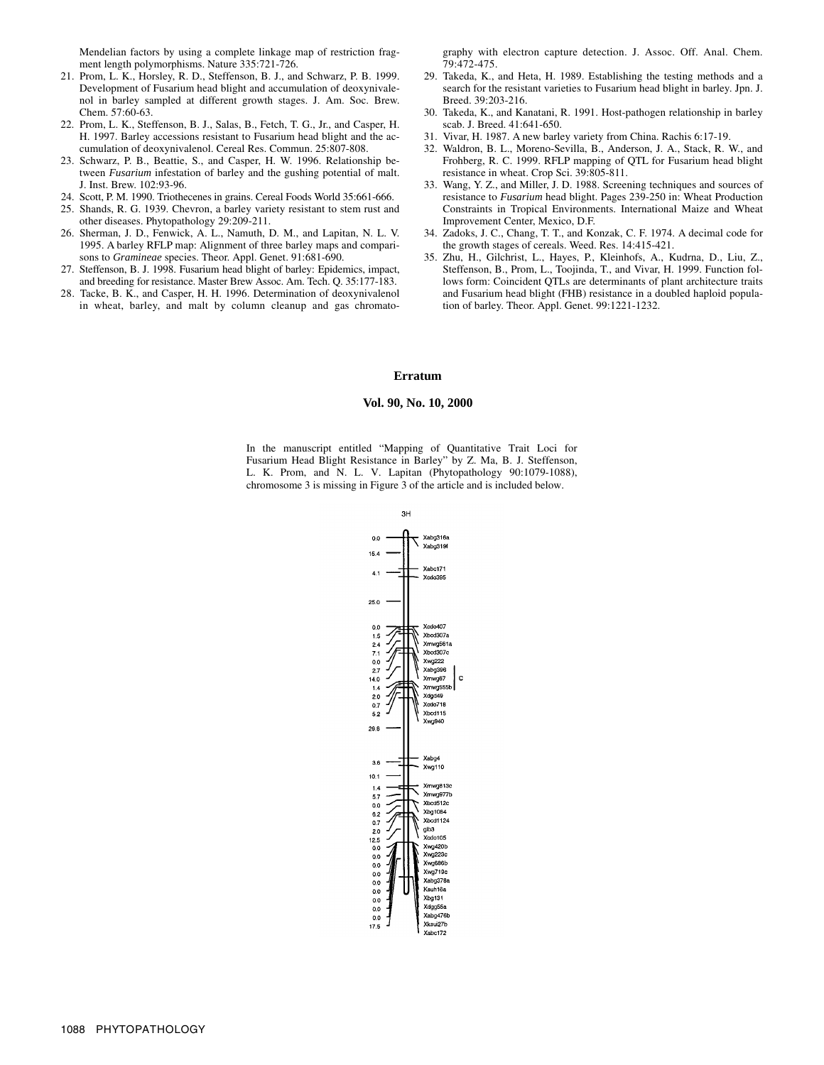Mendelian factors by using a complete linkage map of restriction fragment length polymorphisms. Nature 335:721-726.

21. Prom, L. K., Horsley, R. D., Steffenson, B. J., and Schwarz, P. B. 1999. Development of Fusarium head blight and accumulation of deoxynivalenol in barley sampled at different growth stages. J. Am. Soc. Brew. Chem. 57:60-63.
22. Prom, L. K., Steffenson, B. J., Salas, B., Fetch, T. G., Jr., and Casper, H. H. 1997. Barley accessions resistant to Fusarium head blight and the accumulation of deoxynivalenol. Cereal Res. Commun. 25:807-808.
23. Schwarz, P. B., Beattie, S., and Casper, H. W. 1996. Relationship between *Fusarium* infestation of barley and the gushing potential of malt. J. Inst. Brew. 102:93-96.
24. Scott, P. M. 1990. Triothecenes in grains. Cereal Foods World 35:661-666.
25. Shands, R. G. 1939. Chevron, a barley variety resistant to stem rust and other diseases. Phytopathology 29:209-211.
26. Sherman, J. D., Fenwick, A. L., Namuth, D. M., and Lapitan, N. L. V. 1995. A barley RFLP map: Alignment of three barley maps and comparisons to *Gramineae* species. Theor. Appl. Genet. 91:681-690.
27. Steffenson, B. J. 1998. Fusarium head blight of barley: Epidemics, impact, and breeding for resistance. Master Brew Assoc. Am. Tech. Q. 35:177-183.
28. Tacke, B. K., and Casper, H. H. 1996. Determination of deoxynivalenol in wheat, barley, and malt by column cleanup and gas chromatography with electron capture detection. J. Assoc. Off. Anal. Chem. 79:472-475.
29. Takeda, K., and Heta, H. 1989. Establishing the testing methods and a search for the resistant varieties to Fusarium head blight in barley. Jpn. J. Breed. 39:203-216.
30. Takeda, K., and Kanatani, R. 1991. Host-pathogen relationship in barley scab. J. Breed. 41:641-650.
31. Vivar, H. 1987. A new barley variety from China. Rachis 6:17-19.
32. Waldron, B. L., Moreno-Sevilla, B., Anderson, J. A., Stack, R. W., and Frohberg, R. C. 1999. RFLP mapping of QTL for Fusarium head blight resistance in wheat. Crop Sci. 39:805-811.
33. Wang, Y. Z., and Miller, J. D. 1988. Screening techniques and sources of resistance to *Fusarium* head blight. Pages 239-250 in: Wheat Production Constraints in Tropical Environments. International Maize and Wheat Improvement Center, Mexico, D.F.
34. Zadoks, J. C., Chang, T. T., and Konzak, C. F. 1974. A decimal code for the growth stages of cereals. Weed. Res. 14:415-421.
35. Zhu, H., Gilchrist, L., Hayes, P., Kleinhofs, A., Kudrna, D., Liu, Z., Steffenson, B., Prom, L., Toojinda, T., and Vivar, H. 1999. Function follows form: Coincident QTLs are determinants of plant architecture traits and Fusarium head blight (FHB) resistance in a doubled haploid population of barley. Theor. Appl. Genet. 99:1221-1232.

## Erratum

### Vol. 90, No. 10, 2000

In the manuscript entitled "Mapping of Quantitative Trait Loci for Fusarium Head Blight Resistance in Barley" by Z. Ma, B. J. Steffenson, L. K. Prom, and N. L. V. Lapitan (Phytopathology 90:1079-1088), chromosome 3 is missing in Figure 3 of the article and is included below.

3H

0.0
15.4
4.1
25.0
0.0
1.5
2.4
7.1
0.0
2.7
14.0
1.4
2.0
0.7
5.2
29.8
3.6
10.1
1.4
5.7
0.0
6.2
0.7
2.0
12.5
0.0
0.0
0.0
0.0
0.0
0.0
0.0
0.0
0.0
17.5

Xabg316a
Xabg319f
Xabc171
Xcdo395
Xcdo407
Xbcd307a
Xmwg561a
Xbcd307c
Xwg222
Xabg396
Xmwg67
Xmwg555b
Xdg549
Xcdo718
Xbcd115
Xwg940
Xabg4
Xwg110
Xmwg813c
Xmwg977b
Xbcd512c
Xbg1084
Xbcd1124
glb3
Xcdo105
Xwg420b
Xwg223c
Xwg686b
Xwg719c
Xabg378a
Ksuh16a
Xbg131
Xdgg55a
Xabg476b
Xksui27b
Xabc172

C